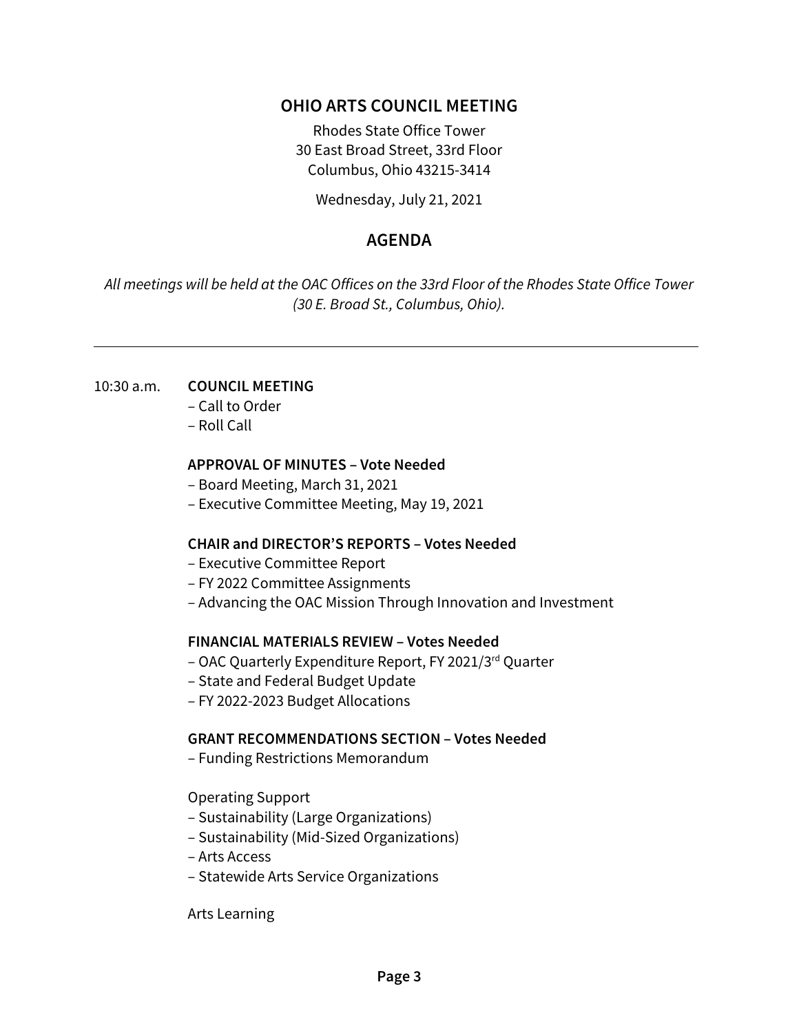# OHIO ARTS COUNCIL MEETING

Rhodes State Office Tower
30 East Broad Street, 33rd Floor
Columbus, Ohio 43215-3414

Wednesday, July 21, 2021

## AGENDA

*All meetings will be held at the OAC Offices on the 33rd Floor of the Rhodes State Office Tower (30 E. Broad St., Columbus, Ohio).*

---

10:30 a.m. **COUNCIL MEETING**

– Call to Order
– Roll Call

**APPROVAL OF MINUTES – Vote Needed**

– Board Meeting, March 31, 2021
– Executive Committee Meeting, May 19, 2021

**CHAIR and DIRECTOR'S REPORTS – Votes Needed**

– Executive Committee Report
– FY 2022 Committee Assignments
– Advancing the OAC Mission Through Innovation and Investment

**FINANCIAL MATERIALS REVIEW – Votes Needed**

– OAC Quarterly Expenditure Report, FY 2021/3rd Quarter
– State and Federal Budget Update
– FY 2022-2023 Budget Allocations

**GRANT RECOMMENDATIONS SECTION – Votes Needed**

– Funding Restrictions Memorandum

Operating Support

– Sustainability (Large Organizations)
– Sustainability (Mid-Sized Organizations)
– Arts Access
– Statewide Arts Service Organizations

Arts Learning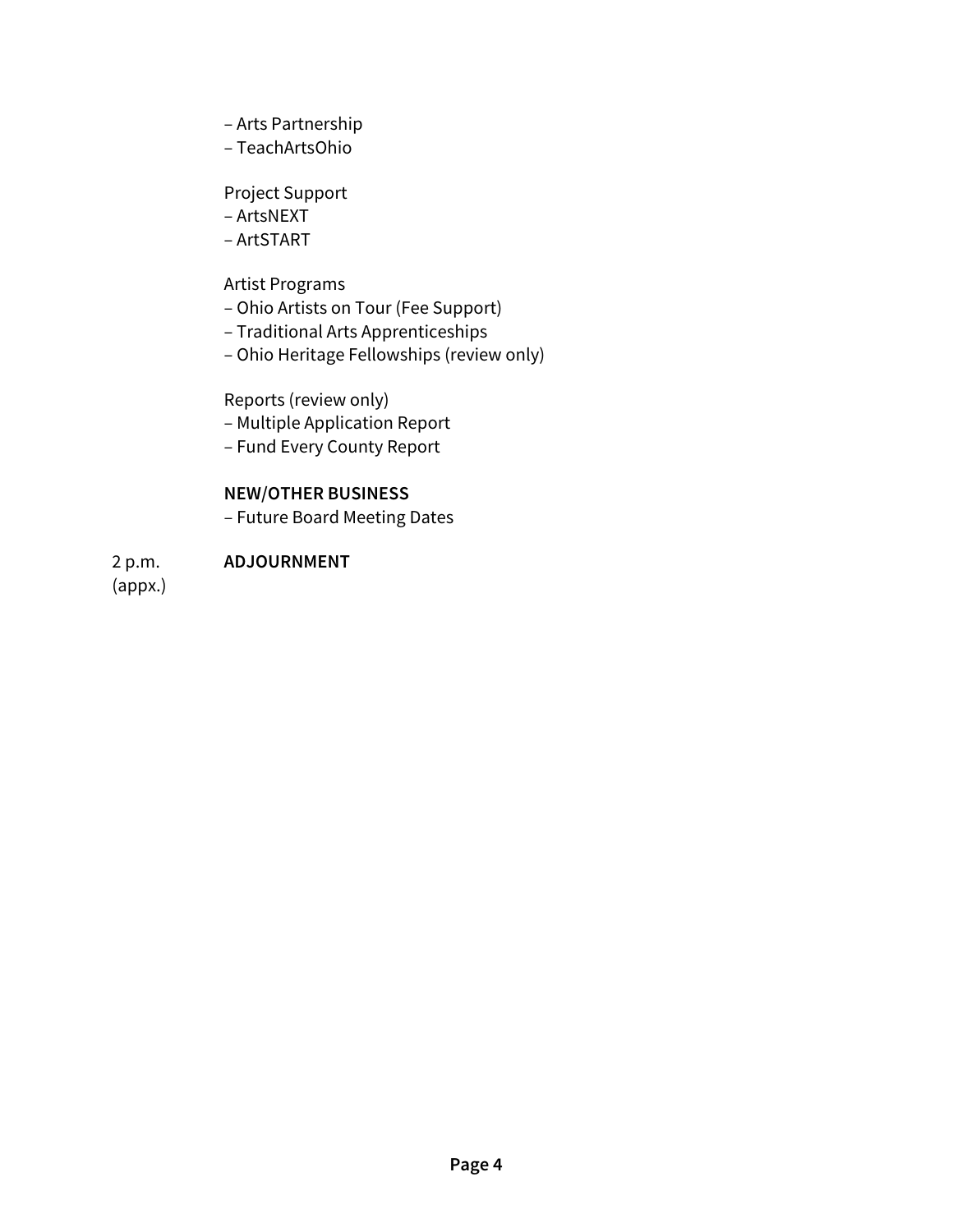– Arts Partnership
– TeachArtsOhio

Project Support
– ArtsNEXT
– ArtSTART

Artist Programs
– Ohio Artists on Tour (Fee Support)
– Traditional Arts Apprenticeships
– Ohio Heritage Fellowships (review only)

Reports (review only)
– Multiple Application Report
– Fund Every County Report

**NEW/OTHER BUSINESS**
– Future Board Meeting Dates

2 p.m. (appx.) **ADJOURNMENT**